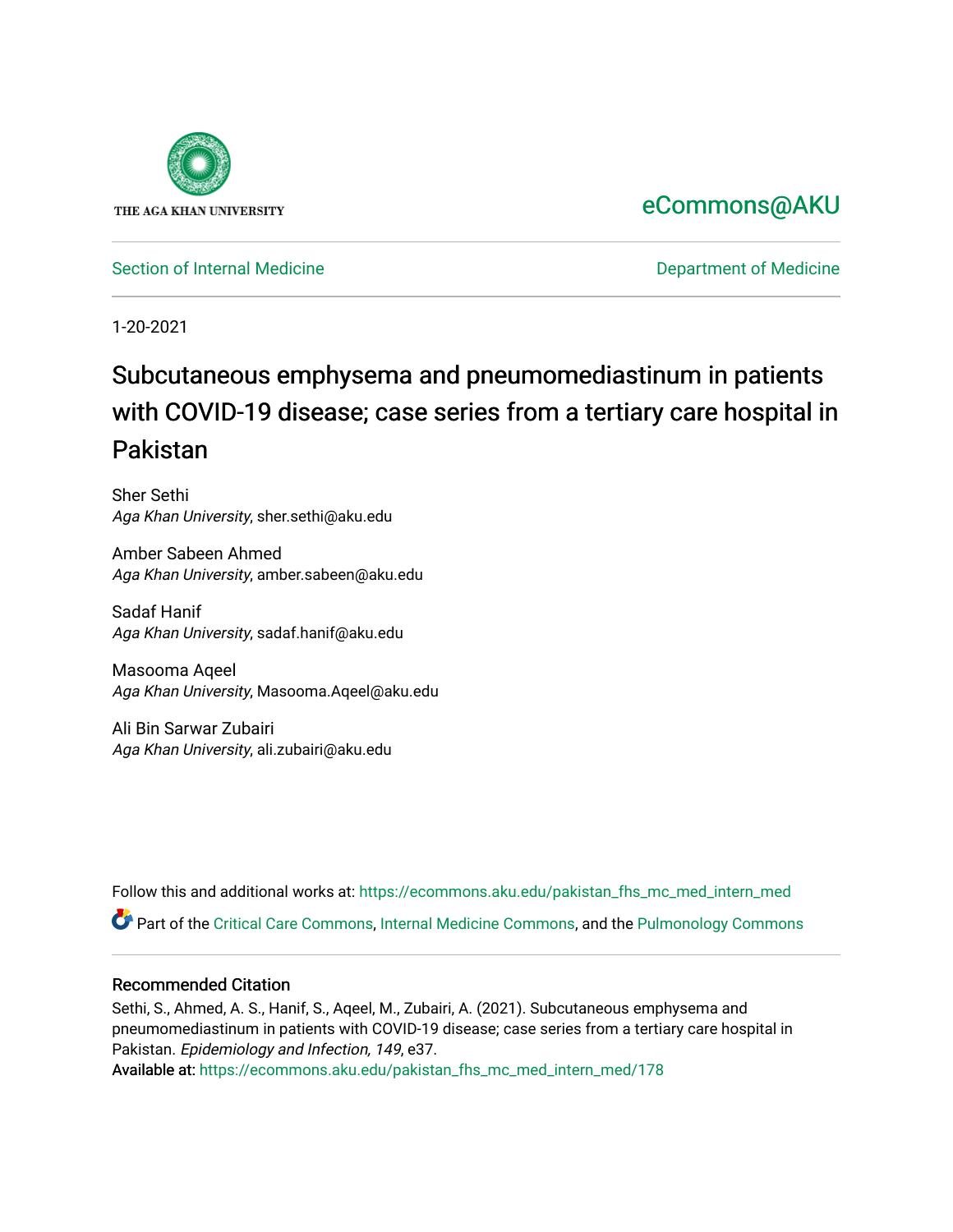THE AGA KHAN UNIVERSITY

eCommons@AKU

Section of Internal Medicine

Department of Medicine

1-20-2021

# Subcutaneous emphysema and pneumomediastinum in patients with COVID-19 disease; case series from a tertiary care hospital in Pakistan

Sher Sethi
*Aga Khan University*, sher.sethi@aku.edu

Amber Sabeen Ahmed
*Aga Khan University*, amber.sabeen@aku.edu

Sadaf Hanif
*Aga Khan University*, sadaf.hanif@aku.edu

Masooma Aqeel
*Aga Khan University*, Masooma.Aqeel@aku.edu

Ali Bin Sarwar Zubairi
*Aga Khan University*, ali.zubairi@aku.edu

Follow this and additional works at: https://ecommons.aku.edu/pakistan_fhs_mc_med_intern_med

Part of the Critical Care Commons, Internal Medicine Commons, and the Pulmonology Commons

### Recommended Citation

Sethi, S., Ahmed, A. S., Hanif, S., Aqeel, M., Zubairi, A. (2021). Subcutaneous emphysema and pneumomediastinum in patients with COVID-19 disease; case series from a tertiary care hospital in Pakistan. *Epidemiology and Infection, 149*, e37.

Available at: https://ecommons.aku.edu/pakistan_fhs_mc_med_intern_med/178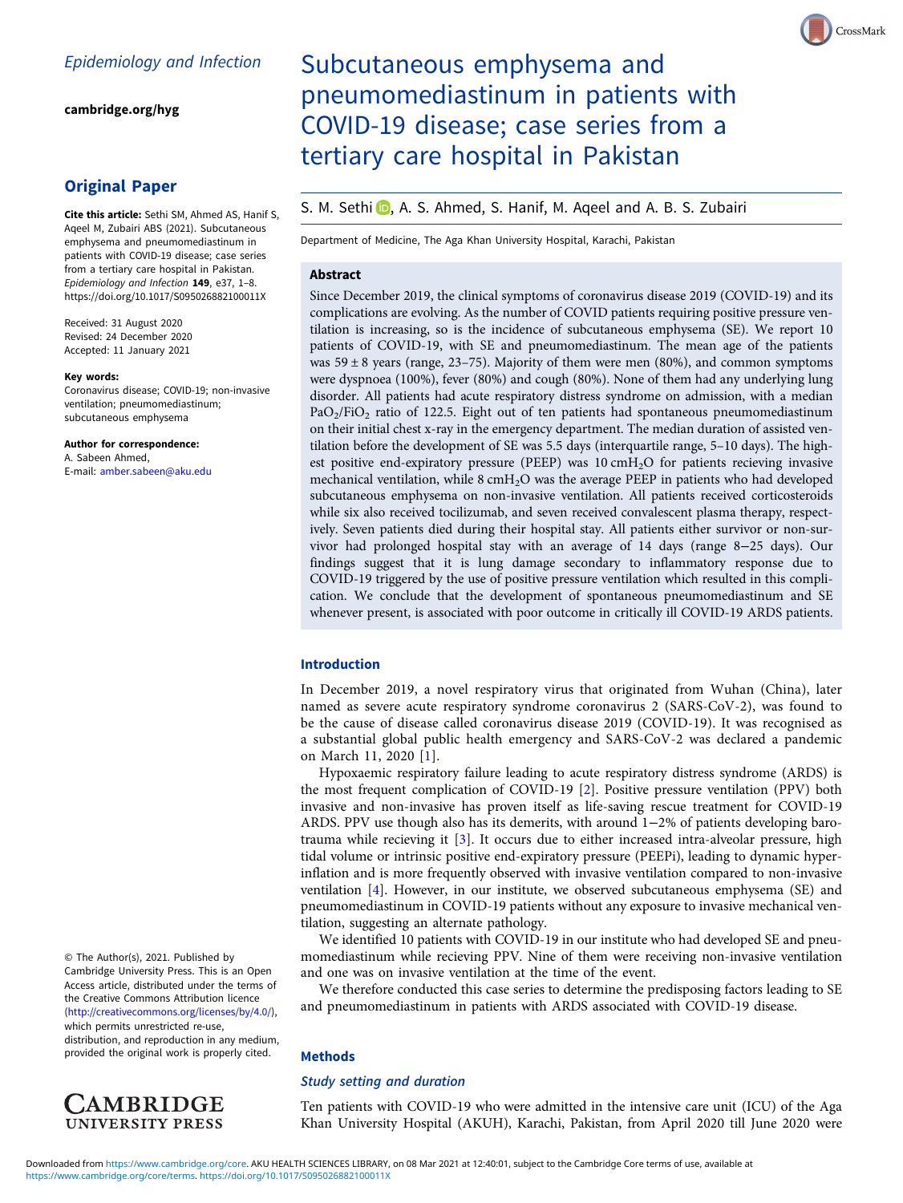## Epidemiology and Infection

**cambridge.org/hyg**

## Original Paper

**Cite this article:** Sethi SM, Ahmed AS, Hanif S, Aqeel M, Zubairi ABS (2021). Subcutaneous emphysema and pneumomediastinum in patients with COVID-19 disease; case series from a tertiary care hospital in Pakistan. *Epidemiology and Infection* **149**, e37, 1–8. https://doi.org/10.1017/S095026882100011X

Received: 31 August 2020
Revised: 24 December 2020
Accepted: 11 January 2021

**Key words:**
Coronavirus disease; COVID-19; non-invasive ventilation; pneumomediastinum; subcutaneous emphysema

**Author for correspondence:**
A. Sabeen Ahmed,
E-mail: amber.sabeen@aku.edu

# Subcutaneous emphysema and pneumomediastinum in patients with COVID-19 disease; case series from a tertiary care hospital in Pakistan

S. M. Sethi, A. S. Ahmed, S. Hanif, M. Aqeel and A. B. S. Zubairi

Department of Medicine, The Aga Khan University Hospital, Karachi, Pakistan

### Abstract

Since December 2019, the clinical symptoms of coronavirus disease 2019 (COVID-19) and its complications are evolving. As the number of COVID patients requiring positive pressure ventilation is increasing, so is the incidence of subcutaneous emphysema (SE). We report 10 patients of COVID-19, with SE and pneumomediastinum. The mean age of the patients was 59 ± 8 years (range, 23–75). Majority of them were men (80%), and common symptoms were dyspnoea (100%), fever (80%) and cough (80%). None of them had any underlying lung disorder. All patients had acute respiratory distress syndrome on admission, with a median $PaO_2/FiO_2$ ratio of 122.5. Eight out of ten patients had spontaneous pneumomediastinum on their initial chest x-ray in the emergency department. The median duration of assisted ventilation before the development of SE was 5.5 days (interquartile range, 5–10 days). The highest positive end-expiratory pressure (PEEP) was 10 $cmH_2O$ for patients recieving invasive mechanical ventilation, while 8 $cmH_2O$ was the average PEEP in patients who had developed subcutaneous emphysema on non-invasive ventilation. All patients received corticosteroids while six also received tocilizumab, and seven received convalescent plasma therapy, respectively. Seven patients died during their hospital stay. All patients either survivor or non-survivor had prolonged hospital stay with an average of 14 days (range 8–25 days). Our findings suggest that it is lung damage secondary to inflammatory response due to COVID-19 triggered by the use of positive pressure ventilation which resulted in this complication. We conclude that the development of spontaneous pneumomediastinum and SE whenever present, is associated with poor outcome in critically ill COVID-19 ARDS patients.

## Introduction

In December 2019, a novel respiratory virus that originated from Wuhan (China), later named as severe acute respiratory syndrome coronavirus 2 (SARS-CoV-2), was found to be the cause of disease called coronavirus disease 2019 (COVID-19). It was recognised as a substantial global public health emergency and SARS-CoV-2 was declared a pandemic on March 11, 2020 [1].

Hypoxaemic respiratory failure leading to acute respiratory distress syndrome (ARDS) is the most frequent complication of COVID-19 [2]. Positive pressure ventilation (PPV) both invasive and non-invasive has proven itself as life-saving rescue treatment for COVID-19 ARDS. PPV use though also has its demerits, with around 1–2% of patients developing barotrauma while recieving it [3]. It occurs due to either increased intra-alveolar pressure, high tidal volume or intrinsic positive end-expiratory pressure (PEEPi), leading to dynamic hyperinflation and is more frequently observed with invasive ventilation compared to non-invasive ventilation [4]. However, in our institute, we observed subcutaneous emphysema (SE) and pneumomediastinum in COVID-19 patients without any exposure to invasive mechanical ventilation, suggesting an alternate pathology.

We identified 10 patients with COVID-19 in our institute who had developed SE and pneumomediastinum while recieving PPV. Nine of them were receiving non-invasive ventilation and one was on invasive ventilation at the time of the event.

We therefore conducted this case series to determine the predisposing factors leading to SE and pneumomediastinum in patients with ARDS associated with COVID-19 disease.

## Methods

### *Study setting and duration*

Ten patients with COVID-19 who were admitted in the intensive care unit (ICU) of the Aga Khan University Hospital (AKUH), Karachi, Pakistan, from April 2020 till June 2020 were

© The Author(s), 2021. Published by Cambridge University Press. This is an Open Access article, distributed under the terms of the Creative Commons Attribution licence (http://creativecommons.org/licenses/by/4.0/), which permits unrestricted re-use, distribution, and reproduction in any medium, provided the original work is properly cited.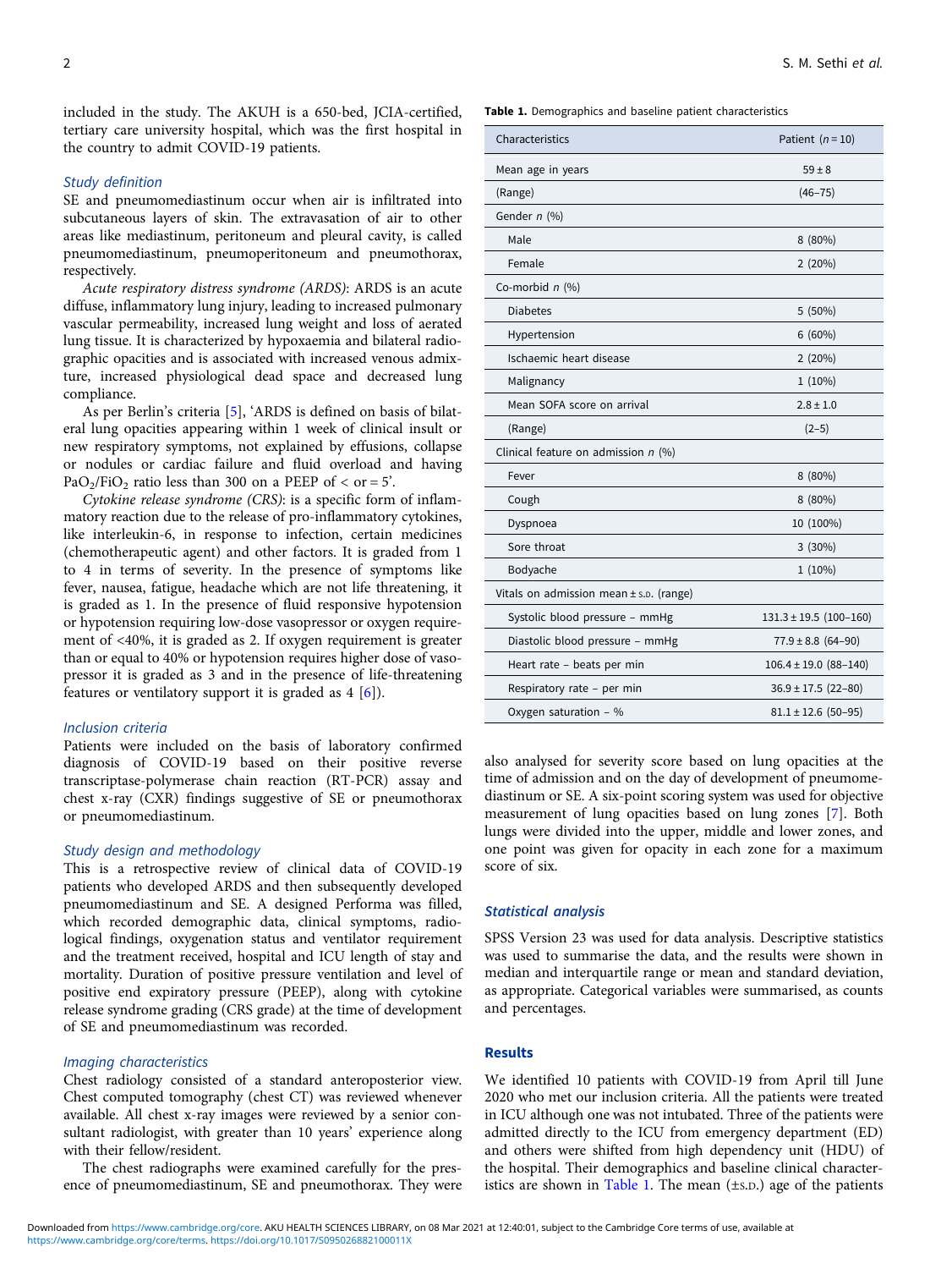included in the study. The AKUH is a 650-bed, JCIA-certified, tertiary care university hospital, which was the first hospital in the country to admit COVID-19 patients.

### Study definition

SE and pneumomediastinum occur when air is infiltrated into subcutaneous layers of skin. The extravasation of air to other areas like mediastinum, peritoneum and pleural cavity, is called pneumomediastinum, pneumoperitoneum and pneumothorax, respectively.

*Acute respiratory distress syndrome (ARDS)*: ARDS is an acute diffuse, inflammatory lung injury, leading to increased pulmonary vascular permeability, increased lung weight and loss of aerated lung tissue. It is characterized by hypoxaemia and bilateral radiographic opacities and is associated with increased venous admixture, increased physiological dead space and decreased lung compliance.

As per Berlin's criteria [5], 'ARDS is defined on basis of bilateral lung opacities appearing within 1 week of clinical insult or new respiratory symptoms, not explained by effusions, collapse or nodules or cardiac failure and fluid overload and having $PaO_2/FiO_2$ ratio less than 300 on a PEEP of < or = 5'.

*Cytokine release syndrome (CRS)*: is a specific form of inflammatory reaction due to the release of pro-inflammatory cytokines, like interleukin-6, in response to infection, certain medicines (chemotherapeutic agent) and other factors. It is graded from 1 to 4 in terms of severity. In the presence of symptoms like fever, nausea, fatigue, headache which are not life threatening, it is graded as 1. In the presence of fluid responsive hypotension or hypotension requiring low-dose vasopressor or oxygen requirement of <40%, it is graded as 2. If oxygen requirement is greater than or equal to 40% or hypotension requires higher dose of vasopressor it is graded as 3 and in the presence of life-threatening features or ventilatory support it is graded as 4 [6]).

### Inclusion criteria

Patients were included on the basis of laboratory confirmed diagnosis of COVID-19 based on their positive reverse transcriptase-polymerase chain reaction (RT-PCR) assay and chest x-ray (CXR) findings suggestive of SE or pneumothorax or pneumomediastinum.

### Study design and methodology

This is a retrospective review of clinical data of COVID-19 patients who developed ARDS and then subsequently developed pneumomediastinum and SE. A designed Performa was filled, which recorded demographic data, clinical symptoms, radiological findings, oxygenation status and ventilator requirement and the treatment received, hospital and ICU length of stay and mortality. Duration of positive pressure ventilation and level of positive end expiratory pressure (PEEP), along with cytokine release syndrome grading (CRS grade) at the time of development of SE and pneumomediastinum was recorded.

### Imaging characteristics

Chest radiology consisted of a standard anteroposterior view. Chest computed tomography (chest CT) was reviewed whenever available. All chest x-ray images were reviewed by a senior consultant radiologist, with greater than 10 years' experience along with their fellow/resident.

The chest radiographs were examined carefully for the presence of pneumomediastinum, SE and pneumothorax. They were also analysed for severity score based on lung opacities at the time of admission and on the day of development of pneumomediastinum or SE. A six-point scoring system was used for objective measurement of lung opacities based on lung zones [7]. Both lungs were divided into the upper, middle and lower zones, and one point was given for opacity in each zone for a maximum score of six.

**Table 1.** Demographics and baseline patient characteristics

| Characteristics | Patient (n = 10) |
|---|---|
| Mean age in years | 59 ± 8 |
| (Range) | (46–75) |
| Gender n (%) | |
| Male | 8 (80%) |
| Female | 2 (20%) |
| Co-morbid n (%) | |
| Diabetes | 5 (50%) |
| Hypertension | 6 (60%) |
| Ischaemic heart disease | 2 (20%) |
| Malignancy | 1 (10%) |
| Mean SOFA score on arrival | 2.8 ± 1.0 |
| (Range) | (2–5) |
| Clinical feature on admission n (%) | |
| Fever | 8 (80%) |
| Cough | 8 (80%) |
| Dyspnoea | 10 (100%) |
| Sore throat | 3 (30%) |
| Bodyache | 1 (10%) |
| Vitals on admission mean ± S.D. (range) | |
| Systolic blood pressure – mmHg | 131.3 ± 19.5 (100–160) |
| Diastolic blood pressure – mmHg | 77.9 ± 8.8 (64–90) |
| Heart rate – beats per min | 106.4 ± 19.0 (88–140) |
| Respiratory rate – per min | 36.9 ± 17.5 (22–80) |
| Oxygen saturation – % | 81.1 ± 12.6 (50–95) |

### Statistical analysis

SPSS Version 23 was used for data analysis. Descriptive statistics was used to summarise the data, and the results were shown in median and interquartile range or mean and standard deviation, as appropriate. Categorical variables were summarised, as counts and percentages.

## Results

We identified 10 patients with COVID-19 from April till June 2020 who met our inclusion criteria. All the patients were treated in ICU although one was not intubated. Three of the patients were admitted directly to the ICU from emergency department (ED) and others were shifted from high dependency unit (HDU) of the hospital. Their demographics and baseline clinical characteristics are shown in Table 1. The mean (±S.D.) age of the patients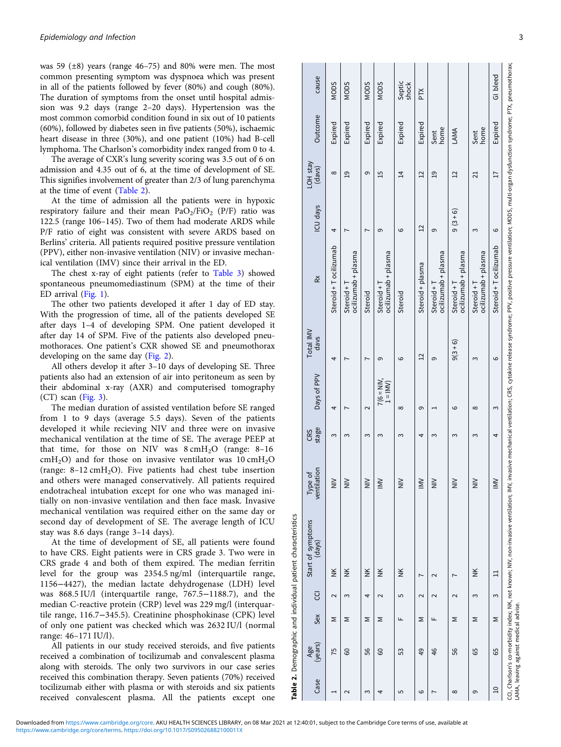was 59 (±8) years (range 46–75) and 80% were men. The most common presenting symptom was dyspnoea which was present in all of the patients followed by fever (80%) and cough (80%). The duration of symptoms from the onset until hospital admission was 9.2 days (range 2–20 days). Hypertension was the most common comorbid condition found in six out of 10 patients (60%), followed by diabetes seen in five patients (50%), ischaemic heart disease in three (30%), and one patient (10%) had B-cell lymphoma. The Charlson's comorbidity index ranged from 0 to 4.

The average of CXR's lung severity scoring was 3.5 out of 6 on admission and 4.35 out of 6, at the time of development of SE. This signifies involvement of greater than 2/3 of lung parenchyma at the time of event (Table 2).

At the time of admission all the patients were in hypoxic respiratory failure and their mean $PaO_2/FiO_2$ (P/F) ratio was 122.5 (range 106–145). Two of them had moderate ARDS while P/F ratio of eight was consistent with severe ARDS based on Berlins' criteria. All patients required positive pressure ventilation (PPV), either non-invasive ventilation (NIV) or invasive mechanical ventilation (IMV) since their arrival in the ED.

The chest x-ray of eight patients (refer to Table 3) showed spontaneous pneumomediastinum (SPM) at the time of their ED arrival (Fig. 1).

The other two patients developed it after 1 day of ED stay. With the progression of time, all of the patients developed SE after days 1–4 of developing SPM. One patient developed it after day 14 of SPM. Five of the patients also developed pneumothoraces. One patient's CXR showed SE and pneumothorax developing on the same day (Fig. 2).

All others develop it after 3–10 days of developing SE. Three patients also had an extension of air into peritoneum as seen by their abdominal x-ray (AXR) and computerised tomography (CT) scan (Fig. 3).

The median duration of assisted ventilation before SE ranged from 1 to 9 days (average 5.5 days). Seven of the patients developed it while recieving NIV and three were on invasive mechanical ventilation at the time of SE. The average PEEP at that time, for those on NIV was 8 $cmH_2O$ (range: 8–16 $cmH_2O$) and for those on invasive ventilator was 10 $cmH_2O$ (range: 8–12 $cmH_2O$). Five patients had chest tube insertion and others were managed conservatively. All patients required endotracheal intubation except for one who was managed initially on non-invasive ventilation and then face mask. Invasive mechanical ventilation was required either on the same day or second day of development of SE. The average length of ICU stay was 8.6 days (range 3–14 days).

At the time of development of SE, all patients were found to have CRS. Eight patients were in CRS grade 3. Two were in CRS grade 4 and both of them expired. The median ferritin level for the group was 2354.5 ng/ml (interquartile range, 1156−4427), the median lactate dehydrogenase (LDH) level was 868.5 IU/l (interquartile range, 767.5−1188.7), and the median C-reactive protein (CRP) level was 229 mg/l (interquartile range, 116.7−345.5). Creatinine phosphokinase (CPK) level of only one patient was checked which was 2632 IU/l (normal range: 46–171 IU/l).

All patients in our study received steroids, and five patients received a combination of tocilizumab and convalescent plasma along with steroids. The only two survivors in our case series received this combination therapy. Seven patients (70%) received tocilizumab either with plasma or with steroids and six patients received convalescent plasma. All the patients except one

**Table 2.** Demographic and individual patient characteristics

| Case | Age (years) | Sex | CCI | Start of symptoms (days) | Type of ventilation | CRS stage | Days of PPV | Total IMV days | Rx | ICU days | LOH stay (days) | Outcome | cause |
|---|---|---|---|---|---|---|---|---|---|---|---|---|---|
| 1 | 75 | M | 2 | NK | NIV | 3 | 4 | 4 | Steroid + Tocilizumab | 4 | 8 | Expired | MODS |
| 2 | 60 | M | 3 | NK | NIV | 3 | 7 | 7 | Steroid + Tocilizumab + plasma | 7 | 19 | Expired | MODS |
| 3 | 56 | M | 4 | NK | NIV | 3 | 2 | 7 | Steroid | 7 | 9 | Expired | MODS |
| 4 | 60 | M | 2 | NK | IMV | 3 | 7(6 = NIV, 1 = IMV) | 9 | Steroid + Tocilizumab + plasma | 9 | 15 | Expired | MODS |
| 5 | 53 | F | 5 | NK | NIV | 3 | 8 | 6 | Steroid | 6 | 14 | Expired | Septic shock |
| 6 | 49 | M | 2 | 7 | IMV | 4 | 9 | 12 | Steroid + plasma | 12 | 12 | Expired | PTX |
| 7 | 46 | F | 2 | 2 | NIV | 3 | 1 | 9 | Steroid + Tocilizumab + plasma | 9 | 19 | Sent home | |
| 8 | 56 | M | 2 | 7 | NIV | 3 | 6 | 9(3 + 6) | Steroid + Tocilizumab + plasma | 9 (3 + 6) | 12 | LAMA | |
| 9 | 65 | M | 3 | NK | NIV | 3 | 8 | 3 | Steroid + Tocilizumab + plasma | 3 | 21 | Sent home | |
| 10 | 65 | M | 3 | 11 | IMV | 4 | 3 | 6 | Steroid + Tocilizumab | 6 | 17 | Expired | GI bleed |

CCI, Charlson's co-morbidity index; NK, not known; NIV, non-invasive ventilation; IMV, invasive mechanical ventilation; CRS, cytokine release syndrome; PPV, positive pressure ventilation; MODS, multi-organ dysfunction syndrome; PTX, pneumothorax; LAMA, leaving against medical advise.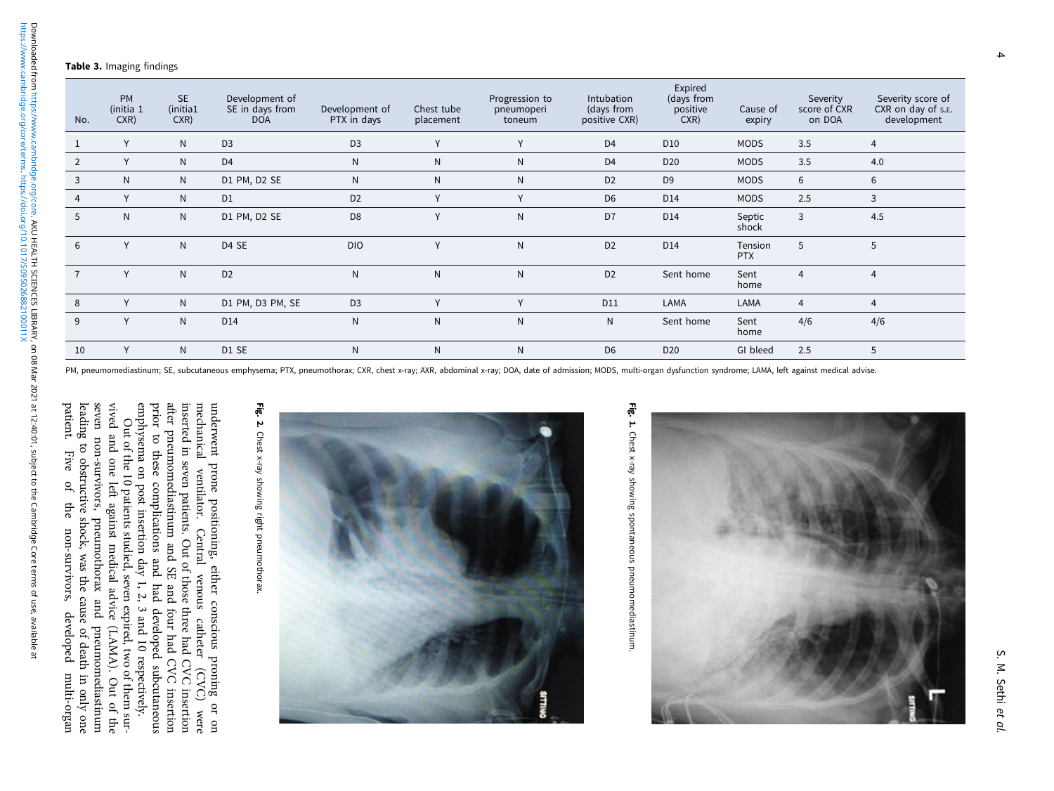**Table 3.** Imaging findings

| No. | PM (initia 1 CXR) | SE (initia1 CXR) | Development of SE in days from DOA | Development of PTX in days | Chest tube placement | Progression to pneumoperi toneum | Intubation (days from positive CXR) | Expired (days from positive CXR) | Cause of expiry | Severity score of CXR on DOA | Severity score of CXR on day of S.E. development |
|---|---|---|---|---|---|---|---|---|---|---|---|
| 1 | Y | N | D3 | D3 | Y | Y | D4 | D10 | MODS | 3.5 | 4 |
| 2 | Y | N | D4 | N | N | N | D4 | D20 | MODS | 3.5 | 4.0 |
| 3 | N | N | D1 PM, D2 SE | N | N | N | D2 | D9 | MODS | 6 | 6 |
| 4 | Y | N | D1 | D2 | Y | Y | D6 | D14 | MODS | 2.5 | 3 |
| 5 | N | N | D1 PM, D2 SE | D8 | Y | N | D7 | D14 | Septic shock | 3 | 4.5 |
| 6 | Y | N | D4 SE | DIO | Y | N | D2 | D14 | Tension PTX | 5 | 5 |
| 7 | Y | N | D2 | N | N | N | D2 | Sent home | Sent home | 4 | 4 |
| 8 | Y | N | D1 PM, D3 PM, SE | D3 | Y | Y | D11 | LAMA | LAMA | 4 | 4 |
| 9 | Y | N | D14 | N | N | N | N | Sent home | Sent home | 4/6 | 4/6 |
| 10 | Y | N | D1 SE | N | N | N | D6 | D20 | GI bleed | 2.5 | 5 |

PM, pneumomediastinum; SE, subcutaneous emphysema; PTX, pneumothorax; CXR, chest x-ray; AXR, abdominal x-ray; DOA, date of admission; MODS, multi-organ dysfunction syndrome; LAMA, left against medical advise.

**Fig. 1.** Chest x-ray showing spontaneous pneumomediastinum.

**Fig. 2.** Chest x-ray showing right pneumothorax.

underwent prone positioning, either conscious proning or on mechanical ventilator. Central venous catheter (CVC) were inserted in seven patients. Out of those three had CVC insertion after pneumomediastinum and SE and four had CVC insertion prior to these complications and had developed subcutaneous emphysema on post insertion day 1, 2, 3 and 10 respectively.

Out of the 10 patients studied, seven expired, two of them survived and one left against medical advice (LAMA). Out of the seven non-survivors, pneumothorax and pneumomediastinum leading to obstructive shock, was the cause of death in only one patient. Five of the non-survivors, developed multi-organ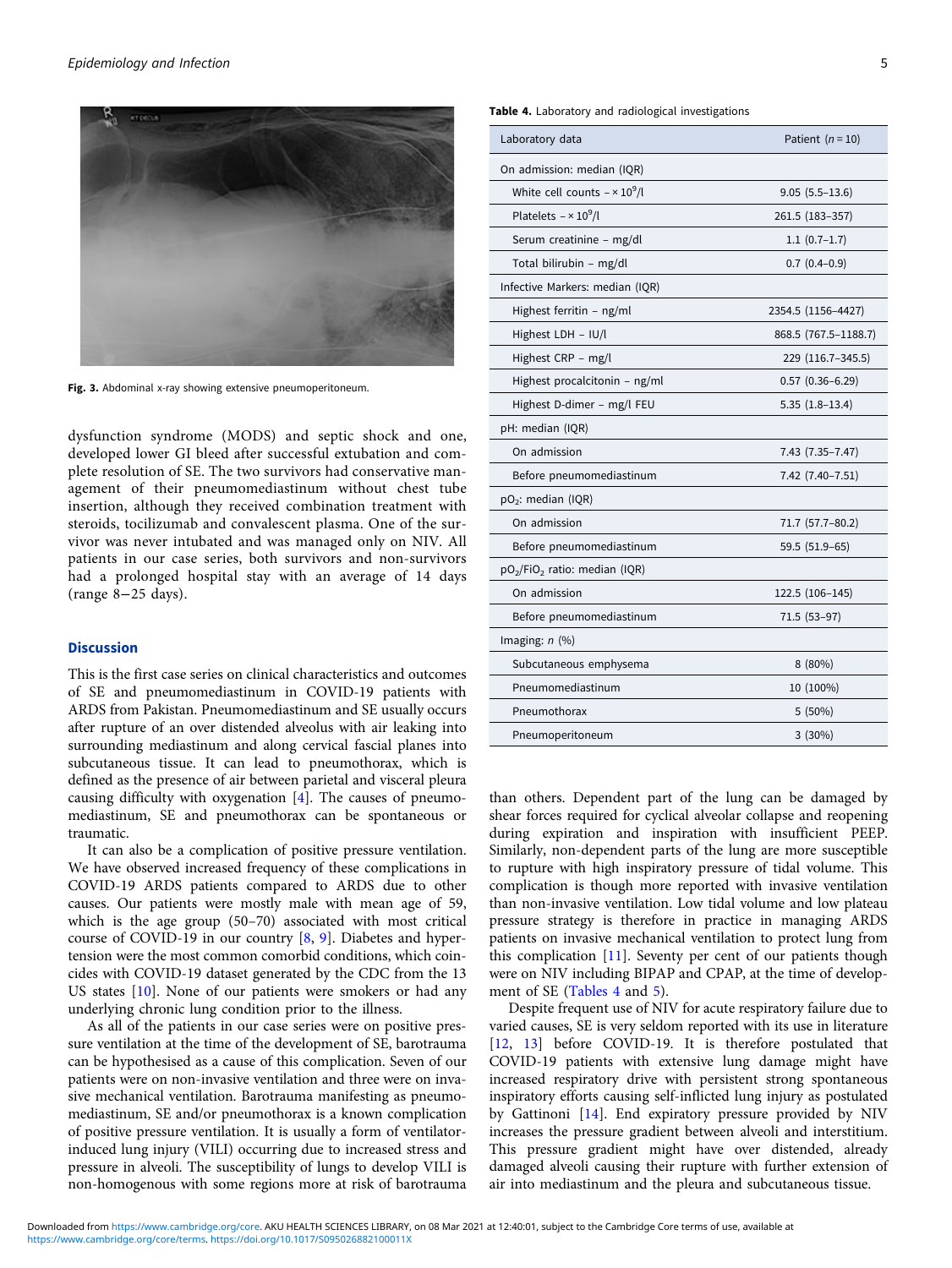Fig. 3. Abdominal x-ray showing extensive pneumoperitoneum.

dysfunction syndrome (MODS) and septic shock and one, developed lower GI bleed after successful extubation and complete resolution of SE. The two survivors had conservative management of their pneumomediastinum without chest tube insertion, although they received combination treatment with steroids, tocilizumab and convalescent plasma. One of the survivor was never intubated and was managed only on NIV. All patients in our case series, both survivors and non-survivors had a prolonged hospital stay with an average of 14 days (range 8–25 days).

## Discussion

This is the first case series on clinical characteristics and outcomes of SE and pneumomediastinum in COVID-19 patients with ARDS from Pakistan. Pneumomediastinum and SE usually occurs after rupture of an over distended alveolus with air leaking into surrounding mediastinum and along cervical fascial planes into subcutaneous tissue. It can lead to pneumothorax, which is defined as the presence of air between parietal and visceral pleura causing difficulty with oxygenation [4]. The causes of pneumomediastinum, SE and pneumothorax can be spontaneous or traumatic.

It can also be a complication of positive pressure ventilation. We have observed increased frequency of these complications in COVID-19 ARDS patients compared to ARDS due to other causes. Our patients were mostly male with mean age of 59, which is the age group (50–70) associated with most critical course of COVID-19 in our country [8, 9]. Diabetes and hypertension were the most common comorbid conditions, which coincides with COVID-19 dataset generated by the CDC from the 13 US states [10]. None of our patients were smokers or had any underlying chronic lung condition prior to the illness.

As all of the patients in our case series were on positive pressure ventilation at the time of the development of SE, barotrauma can be hypothesised as a cause of this complication. Seven of our patients were on non-invasive ventilation and three were on invasive mechanical ventilation. Barotrauma manifesting as pneumomediastinum, SE and/or pneumothorax is a known complication of positive pressure ventilation. It is usually a form of ventilator-induced lung injury (VILI) occurring due to increased stress and pressure in alveoli. The susceptibility of lungs to develop VILI is non-homogenous with some regions more at risk of barotrauma than others. Dependent part of the lung can be damaged by shear forces required for cyclical alveolar collapse and reopening during expiration and inspiration with insufficient PEEP. Similarly, non-dependent parts of the lung are more susceptible to rupture with high inspiratory pressure of tidal volume. This complication is though more reported with invasive ventilation than non-invasive ventilation. Low tidal volume and low plateau pressure strategy is therefore in practice in managing ARDS patients on invasive mechanical ventilation to protect lung from this complication [11]. Seventy per cent of our patients though were on NIV including BIPAP and CPAP, at the time of development of SE (Tables 4 and 5).

Despite frequent use of NIV for acute respiratory failure due to varied causes, SE is very seldom reported with its use in literature [12, 13] before COVID-19. It is therefore postulated that COVID-19 patients with extensive lung damage might have increased respiratory drive with persistent strong spontaneous inspiratory efforts causing self-inflicted lung injury as postulated by Gattinoni [14]. End expiratory pressure provided by NIV increases the pressure gradient between alveoli and interstitium. This pressure gradient might have over distended, already damaged alveoli causing their rupture with further extension of air into mediastinum and the pleura and subcutaneous tissue.

**Table 4.** Laboratory and radiological investigations

| Laboratory data | Patient ($n = 10$) |
|---|---|
| On admission: median (IQR) | |
| White cell counts – $\times 10^9$/l | 9.05 (5.5–13.6) |
| Platelets – $\times 10^9$/l | 261.5 (183–357) |
| Serum creatinine – mg/dl | 1.1 (0.7–1.7) |
| Total bilirubin – mg/dl | 0.7 (0.4–0.9) |
| Infective Markers: median (IQR) | |
| Highest ferritin – ng/ml | 2354.5 (1156–4427) |
| Highest LDH – IU/l | 868.5 (767.5–1188.7) |
| Highest CRP – mg/l | 229 (116.7–345.5) |
| Highest procalcitonin – ng/ml | 0.57 (0.36–6.29) |
| Highest D-dimer – mg/l FEU | 5.35 (1.8–13.4) |
| pH: median (IQR) | |
| On admission | 7.43 (7.35–7.47) |
| Before pneumomediastinum | 7.42 (7.40–7.51) |
| $pO_2$: median (IQR) | |
| On admission | 71.7 (57.7–80.2) |
| Before pneumomediastinum | 59.5 (51.9–65) |
| $pO_2/FiO_2$ ratio: median (IQR) | |
| On admission | 122.5 (106–145) |
| Before pneumomediastinum | 71.5 (53–97) |
| Imaging: $n$ (%) | |
| Subcutaneous emphysema | 8 (80%) |
| Pneumomediastinum | 10 (100%) |
| Pneumothorax | 5 (50%) |
| Pneumoperitoneum | 3 (30%) |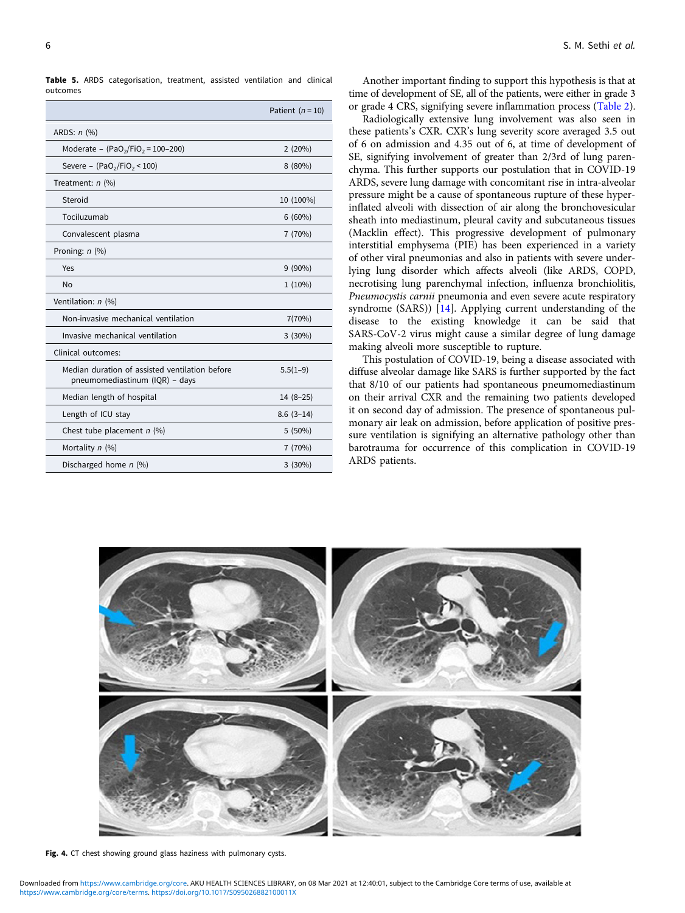**Table 5.** ARDS categorisation, treatment, assisted ventilation and clinical outcomes

| | Patient ($n = 10$) |
|---|---|
| ARDS: *n* (%) | |
| Moderate – ($PaO_2/FiO_2 = 100–200$) | 2 (20%) |
| Severe – ($PaO_2/FiO_2 < 100$) | 8 (80%) |
| Treatment: *n* (%) | |
| Steroid | 10 (100%) |
| Tociluzumab | 6 (60%) |
| Convalescent plasma | 7 (70%) |
| Proning: *n* (%) | |
| Yes | 9 (90%) |
| No | 1 (10%) |
| Ventilation: *n* (%) | |
| Non-invasive mechanical ventilation | 7(70%) |
| Invasive mechanical ventilation | 3 (30%) |
| Clinical outcomes: | |
| Median duration of assisted ventilation before pneumomediastinum (IQR) – days | 5.5(1–9) |
| Median length of hospital | 14 (8–25) |
| Length of ICU stay | 8.6 (3–14) |
| Chest tube placement *n* (%) | 5 (50%) |
| Mortality *n* (%) | 7 (70%) |
| Discharged home *n* (%) | 3 (30%) |

Another important finding to support this hypothesis is that at time of development of SE, all of the patients, were either in grade 3 or grade 4 CRS, signifying severe inflammation process (Table 2).

Radiologically extensive lung involvement was also seen in these patients's CXR. CXR's lung severity score averaged 3.5 out of 6 on admission and 4.35 out of 6, at time of development of SE, signifying involvement of greater than 2/3rd of lung parenchyma. This further supports our postulation that in COVID-19 ARDS, severe lung damage with concomitant rise in intra-alveolar pressure might be a cause of spontaneous rupture of these hyper-inflated alveoli with dissection of air along the bronchovesicular sheath into mediastinum, pleural cavity and subcutaneous tissues (Macklin effect). This progressive development of pulmonary interstitial emphysema (PIE) has been experienced in a variety of other viral pneumonias and also in patients with severe underlying lung disorder which affects alveoli (like ARDS, COPD, necrotising lung parenchymal infection, influenza bronchiolitis, *Pneumocystis carnii* pneumonia and even severe acute respiratory syndrome (SARS)) [14]. Applying current understanding of the disease to the existing knowledge it can be said that SARS-CoV-2 virus might cause a similar degree of lung damage making alveoli more susceptible to rupture.

This postulation of COVID-19, being a disease associated with diffuse alveolar damage like SARS is further supported by the fact that 8/10 of our patients had spontaneous pneumomediastinum on their arrival CXR and the remaining two patients developed it on second day of admission. The presence of spontaneous pulmonary air leak on admission, before application of positive pressure ventilation is signifying an alternative pathology other than barotrauma for occurrence of this complication in COVID-19 ARDS patients.

**Fig. 4.** CT chest showing ground glass haziness with pulmonary cysts.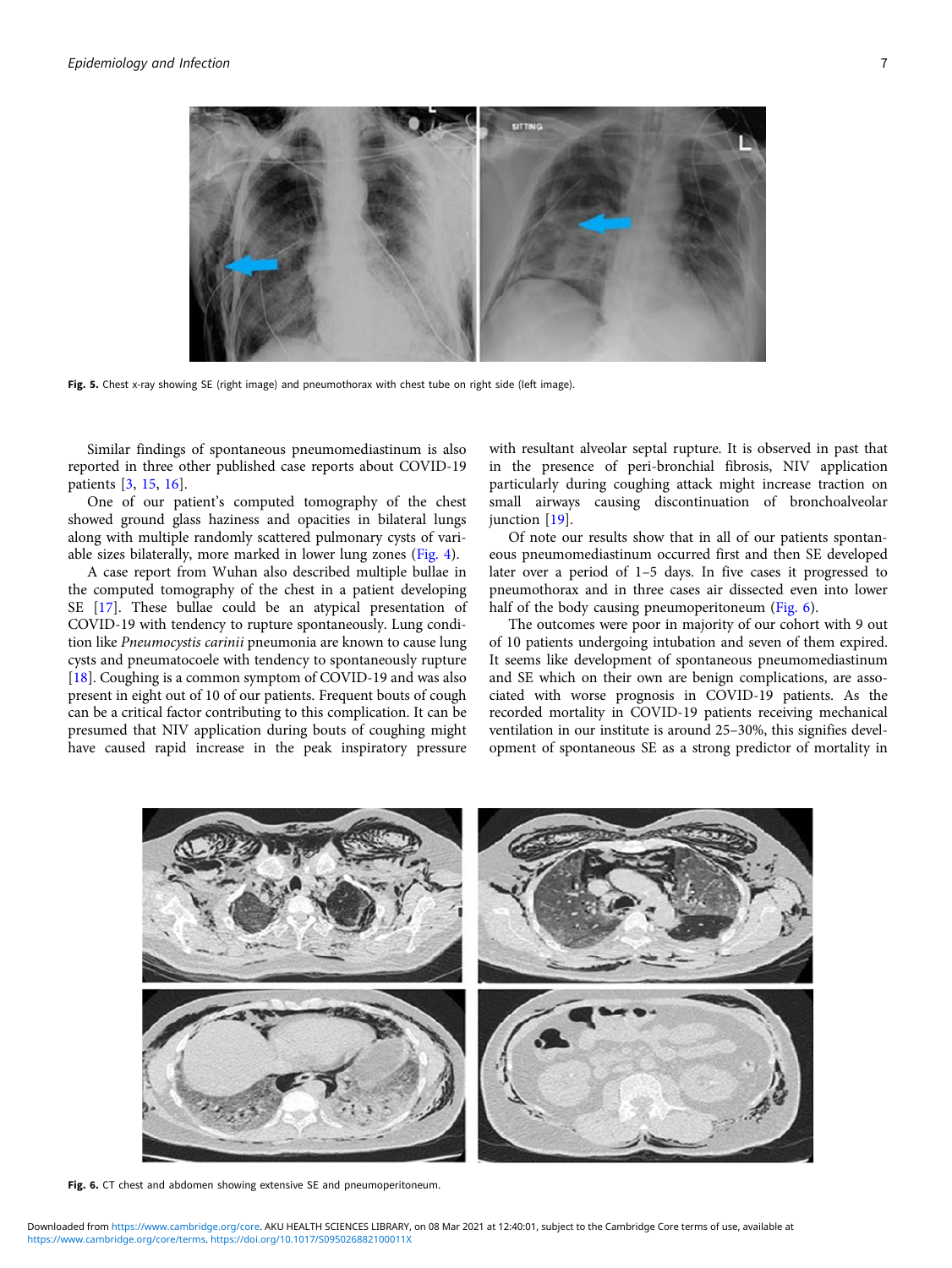Fig. 5. Chest x-ray showing SE (right image) and pneumothorax with chest tube on right side (left image).

Similar findings of spontaneous pneumomediastinum is also reported in three other published case reports about COVID-19 patients [3, 15, 16].

One of our patient's computed tomography of the chest showed ground glass haziness and opacities in bilateral lungs along with multiple randomly scattered pulmonary cysts of variable sizes bilaterally, more marked in lower lung zones (Fig. 4).

A case report from Wuhan also described multiple bullae in the computed tomography of the chest in a patient developing SE [17]. These bullae could be an atypical presentation of COVID-19 with tendency to rupture spontaneously. Lung condition like *Pneumocystis carinii* pneumonia are known to cause lung cysts and pneumatocoele with tendency to spontaneously rupture [18]. Coughing is a common symptom of COVID-19 and was also present in eight out of 10 of our patients. Frequent bouts of cough can be a critical factor contributing to this complication. It can be presumed that NIV application during bouts of coughing might have caused rapid increase in the peak inspiratory pressure with resultant alveolar septal rupture. It is observed in past that in the presence of peri-bronchial fibrosis, NIV application particularly during coughing attack might increase traction on small airways causing discontinuation of bronchoalveolar junction [19].

Of note our results show that in all of our patients spontaneous pneumomediastinum occurred first and then SE developed later over a period of 1–5 days. In five cases it progressed to pneumothorax and in three cases air dissected even into lower half of the body causing pneumoperitoneum (Fig. 6).

The outcomes were poor in majority of our cohort with 9 out of 10 patients undergoing intubation and seven of them expired. It seems like development of spontaneous pneumomediastinum and SE which on their own are benign complications, are associated with worse prognosis in COVID-19 patients. As the recorded mortality in COVID-19 patients receiving mechanical ventilation in our institute is around 25–30%, this signifies development of spontaneous SE as a strong predictor of mortality in

Fig. 6. CT chest and abdomen showing extensive SE and pneumoperitoneum.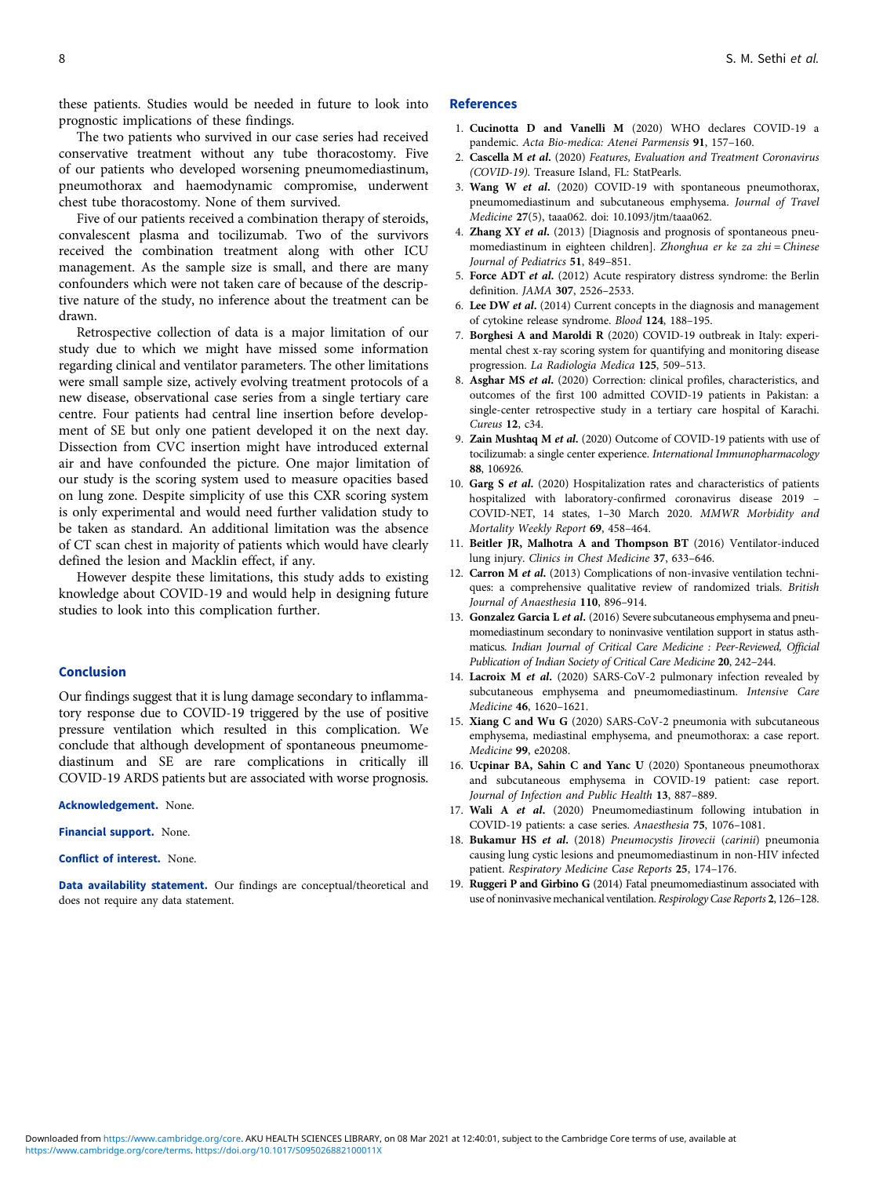these patients. Studies would be needed in future to look into prognostic implications of these findings.

The two patients who survived in our case series had received conservative treatment without any tube thoracostomy. Five of our patients who developed worsening pneumomediastinum, pneumothorax and haemodynamic compromise, underwent chest tube thoracostomy. None of them survived.

Five of our patients received a combination therapy of steroids, convalescent plasma and tocilizumab. Two of the survivors received the combination treatment along with other ICU management. As the sample size is small, and there are many confounders which were not taken care of because of the descriptive nature of the study, no inference about the treatment can be drawn.

Retrospective collection of data is a major limitation of our study due to which we might have missed some information regarding clinical and ventilator parameters. The other limitations were small sample size, actively evolving treatment protocols of a new disease, observational case series from a single tertiary care centre. Four patients had central line insertion before development of SE but only one patient developed it on the next day. Dissection from CVC insertion might have introduced external air and have confounded the picture. One major limitation of our study is the scoring system used to measure opacities based on lung zone. Despite simplicity of use this CXR scoring system is only experimental and would need further validation study to be taken as standard. An additional limitation was the absence of CT scan chest in majority of patients which would have clearly defined the lesion and Macklin effect, if any.

However despite these limitations, this study adds to existing knowledge about COVID-19 and would help in designing future studies to look into this complication further.

## Conclusion

Our findings suggest that it is lung damage secondary to inflammatory response due to COVID-19 triggered by the use of positive pressure ventilation which resulted in this complication. We conclude that although development of spontaneous pneumomediastinum and SE are rare complications in critically ill COVID-19 ARDS patients but are associated with worse prognosis.

**Acknowledgement.** None.

**Financial support.** None.

**Conflict of interest.** None.

**Data availability statement.** Our findings are conceptual/theoretical and does not require any data statement.

## References

1. **Cucinotta D and Vanelli M** (2020) WHO declares COVID-19 a pandemic. *Acta Bio-medica: Atenei Parmensis* **91**, 157–160.
2. **Cascella M *et al.*** (2020) *Features, Evaluation and Treatment Coronavirus (COVID-19)*. Treasure Island, FL: StatPearls.
3. **Wang W *et al.*** (2020) COVID-19 with spontaneous pneumothorax, pneumomediastinum and subcutaneous emphysema. *Journal of Travel Medicine* **27**(5), taaa062. doi: 10.1093/jtm/taaa062.
4. **Zhang XY *et al.*** (2013) [Diagnosis and prognosis of spontaneous pneumomediastinum in eighteen children]. *Zhonghua er ke za zhi = Chinese Journal of Pediatrics* **51**, 849–851.
5. **Force ADT *et al.*** (2012) Acute respiratory distress syndrome: the Berlin definition. *JAMA* **307**, 2526–2533.
6. **Lee DW *et al.*** (2014) Current concepts in the diagnosis and management of cytokine release syndrome. *Blood* **124**, 188–195.
7. **Borghesi A and Maroldi R** (2020) COVID-19 outbreak in Italy: experimental chest x-ray scoring system for quantifying and monitoring disease progression. *La Radiologia Medica* **125**, 509–513.
8. **Asghar MS *et al.*** (2020) Correction: clinical profiles, characteristics, and outcomes of the first 100 admitted COVID-19 patients in Pakistan: a single-center retrospective study in a tertiary care hospital of Karachi. *Cureus* **12**, c34.
9. **Zain Mushtaq M *et al.*** (2020) Outcome of COVID-19 patients with use of tocilizumab: a single center experience. *International Immunopharmacology* **88**, 106926.
10. **Garg S *et al.*** (2020) Hospitalization rates and characteristics of patients hospitalized with laboratory-confirmed coronavirus disease 2019 – COVID-NET, 14 states, 1–30 March 2020. *MMWR Morbidity and Mortality Weekly Report* **69**, 458–464.
11. **Beitler JR, Malhotra A and Thompson BT** (2016) Ventilator-induced lung injury. *Clinics in Chest Medicine* **37**, 633–646.
12. **Carron M *et al.*** (2013) Complications of non-invasive ventilation techniques: a comprehensive qualitative review of randomized trials. *British Journal of Anaesthesia* **110**, 896–914.
13. **Gonzalez Garcia L *et al.*** (2016) Severe subcutaneous emphysema and pneumomediastinum secondary to noninvasive ventilation support in status asthmaticus. *Indian Journal of Critical Care Medicine : Peer-Reviewed, Official Publication of Indian Society of Critical Care Medicine* **20**, 242–244.
14. **Lacroix M *et al.*** (2020) SARS-CoV-2 pulmonary infection revealed by subcutaneous emphysema and pneumomediastinum. *Intensive Care Medicine* **46**, 1620–1621.
15. **Xiang C and Wu G** (2020) SARS-CoV-2 pneumonia with subcutaneous emphysema, mediastinal emphysema, and pneumothorax: a case report. *Medicine* **99**, e20208.
16. **Ucpinar BA, Sahin C and Yanc U** (2020) Spontaneous pneumothorax and subcutaneous emphysema in COVID-19 patient: case report. *Journal of Infection and Public Health* **13**, 887–889.
17. **Wali A *et al.*** (2020) Pneumomediastinum following intubation in COVID-19 patients: a case series. *Anaesthesia* **75**, 1076–1081.
18. **Bukamur HS *et al.*** (2018) *Pneumocystis Jirovecii* (*carinii*) pneumonia causing lung cystic lesions and pneumomediastinum in non-HIV infected patient. *Respiratory Medicine Case Reports* **25**, 174–176.
19. **Ruggeri P and Girbino G** (2014) Fatal pneumomediastinum associated with use of noninvasive mechanical ventilation. *Respirology Case Reports* **2**, 126–128.